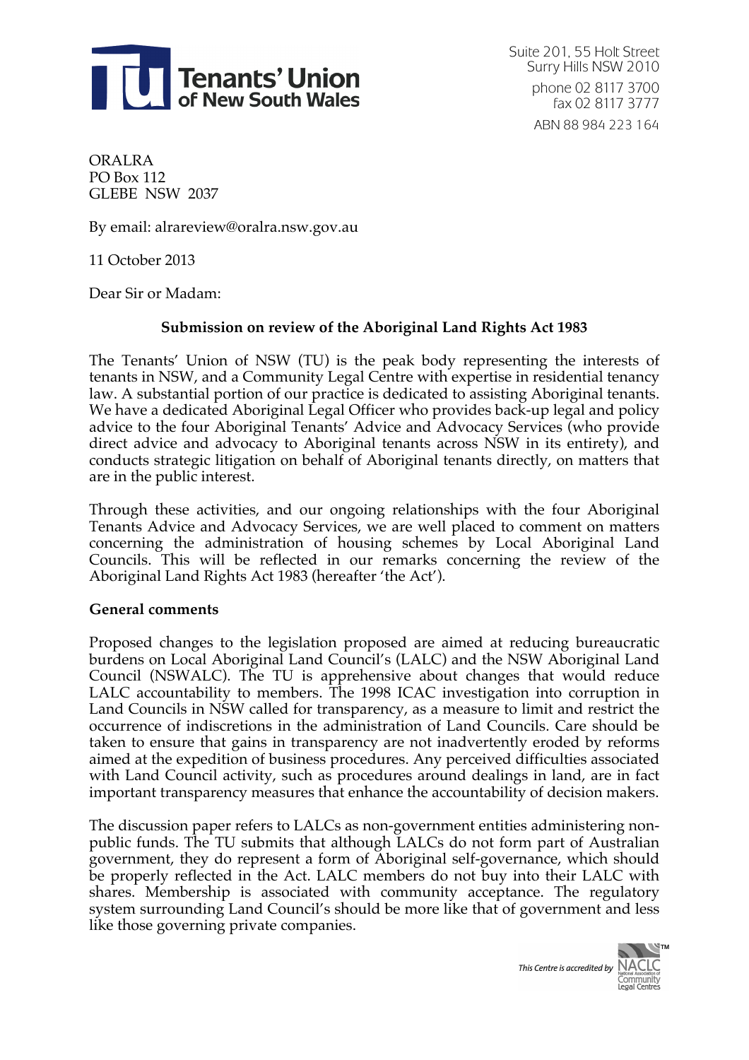Tenants' Union of New South Wales

Suite 201, 55 Holt Street
Surry Hills NSW 2010
phone 02 8117 3700
fax 02 8117 3777
ABN 88 984 223 164

ORALRA
PO Box 112
GLEBE NSW 2037

By email: alrareview@oralra.nsw.gov.au

11 October 2013

Dear Sir or Madam:

**Submission on review of the Aboriginal Land Rights Act 1983**

The Tenants' Union of NSW (TU) is the peak body representing the interests of tenants in NSW, and a Community Legal Centre with expertise in residential tenancy law. A substantial portion of our practice is dedicated to assisting Aboriginal tenants. We have a dedicated Aboriginal Legal Officer who provides back-up legal and policy advice to the four Aboriginal Tenants' Advice and Advocacy Services (who provide direct advice and advocacy to Aboriginal tenants across NSW in its entirety), and conducts strategic litigation on behalf of Aboriginal tenants directly, on matters that are in the public interest.

Through these activities, and our ongoing relationships with the four Aboriginal Tenants Advice and Advocacy Services, we are well placed to comment on matters concerning the administration of housing schemes by Local Aboriginal Land Councils. This will be reflected in our remarks concerning the review of the Aboriginal Land Rights Act 1983 (hereafter 'the Act').

**General comments**

Proposed changes to the legislation proposed are aimed at reducing bureaucratic burdens on Local Aboriginal Land Council's (LALC) and the NSW Aboriginal Land Council (NSWALC). The TU is apprehensive about changes that would reduce LALC accountability to members. The 1998 ICAC investigation into corruption in Land Councils in NSW called for transparency, as a measure to limit and restrict the occurrence of indiscretions in the administration of Land Councils. Care should be taken to ensure that gains in transparency are not inadvertently eroded by reforms aimed at the expedition of business procedures. Any perceived difficulties associated with Land Council activity, such as procedures around dealings in land, are in fact important transparency measures that enhance the accountability of decision makers.

The discussion paper refers to LALCs as non-government entities administering non-public funds. The TU submits that although LALCs do not form part of Australian government, they do represent a form of Aboriginal self-governance, which should be properly reflected in the Act. LALC members do not buy into their LALC with shares. Membership is associated with community acceptance. The regulatory system surrounding Land Council's should be more like that of government and less like those governing private companies.

*This Centre is accredited by* NACLC National Association of Community Legal Centres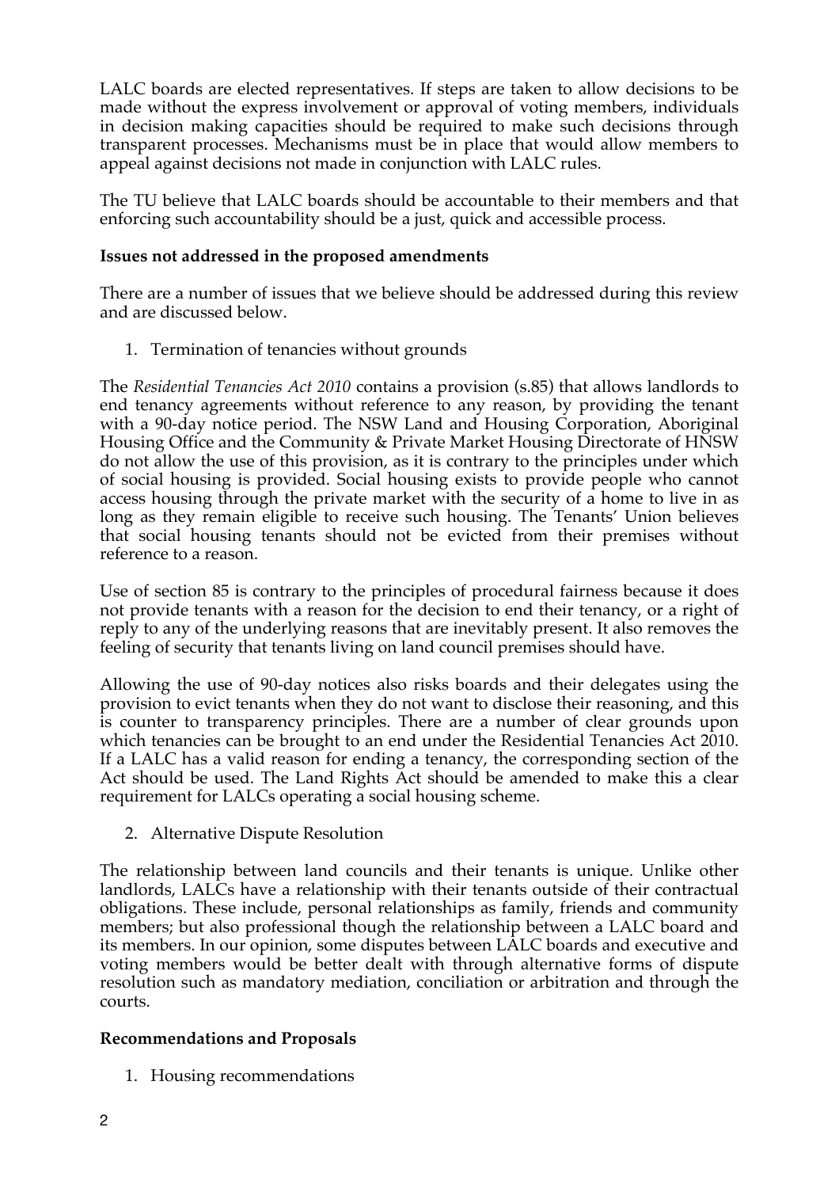LALC boards are elected representatives. If steps are taken to allow decisions to be made without the express involvement or approval of voting members, individuals in decision making capacities should be required to make such decisions through transparent processes. Mechanisms must be in place that would allow members to appeal against decisions not made in conjunction with LALC rules.

The TU believe that LALC boards should be accountable to their members and that enforcing such accountability should be a just, quick and accessible process.

**Issues not addressed in the proposed amendments**

There are a number of issues that we believe should be addressed during this review and are discussed below.

1. Termination of tenancies without grounds

The *Residential Tenancies Act 2010* contains a provision (s.85) that allows landlords to end tenancy agreements without reference to any reason, by providing the tenant with a 90-day notice period. The NSW Land and Housing Corporation, Aboriginal Housing Office and the Community & Private Market Housing Directorate of HNSW do not allow the use of this provision, as it is contrary to the principles under which of social housing is provided. Social housing exists to provide people who cannot access housing through the private market with the security of a home to live in as long as they remain eligible to receive such housing. The Tenants' Union believes that social housing tenants should not be evicted from their premises without reference to a reason.

Use of section 85 is contrary to the principles of procedural fairness because it does not provide tenants with a reason for the decision to end their tenancy, or a right of reply to any of the underlying reasons that are inevitably present. It also removes the feeling of security that tenants living on land council premises should have.

Allowing the use of 90-day notices also risks boards and their delegates using the provision to evict tenants when they do not want to disclose their reasoning, and this is counter to transparency principles. There are a number of clear grounds upon which tenancies can be brought to an end under the Residential Tenancies Act 2010. If a LALC has a valid reason for ending a tenancy, the corresponding section of the Act should be used. The Land Rights Act should be amended to make this a clear requirement for LALCs operating a social housing scheme.

2. Alternative Dispute Resolution

The relationship between land councils and their tenants is unique. Unlike other landlords, LALCs have a relationship with their tenants outside of their contractual obligations. These include, personal relationships as family, friends and community members; but also professional though the relationship between a LALC board and its members. In our opinion, some disputes between LALC boards and executive and voting members would be better dealt with through alternative forms of dispute resolution such as mandatory mediation, conciliation or arbitration and through the courts.

**Recommendations and Proposals**

1. Housing recommendations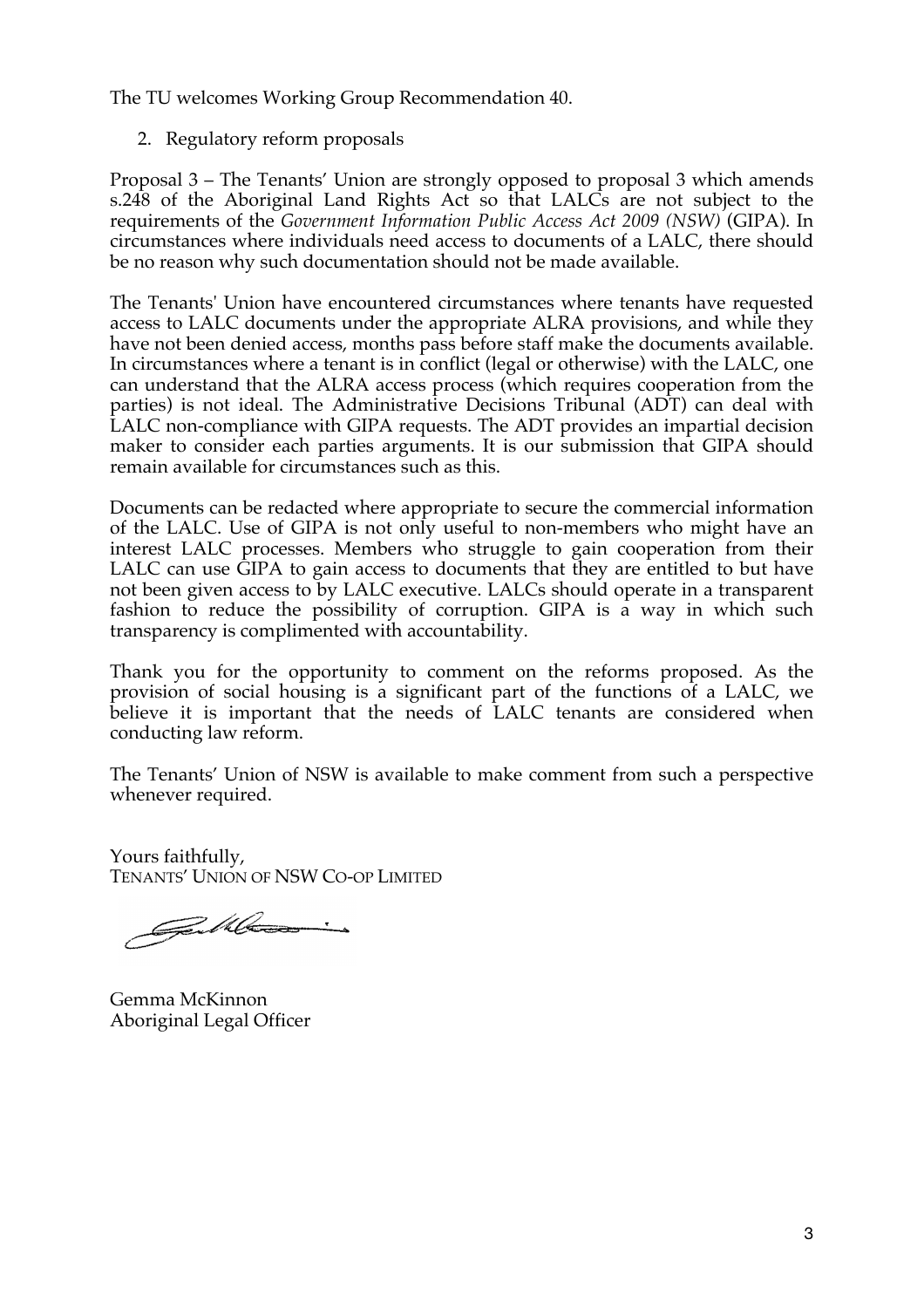The TU welcomes Working Group Recommendation 40.

2. Regulatory reform proposals

Proposal 3 – The Tenants' Union are strongly opposed to proposal 3 which amends s.248 of the Aboriginal Land Rights Act so that LALCs are not subject to the requirements of the *Government Information Public Access Act 2009 (NSW)* (GIPA). In circumstances where individuals need access to documents of a LALC, there should be no reason why such documentation should not be made available.

The Tenants' Union have encountered circumstances where tenants have requested access to LALC documents under the appropriate ALRA provisions, and while they have not been denied access, months pass before staff make the documents available. In circumstances where a tenant is in conflict (legal or otherwise) with the LALC, one can understand that the ALRA access process (which requires cooperation from the parties) is not ideal. The Administrative Decisions Tribunal (ADT) can deal with LALC non-compliance with GIPA requests. The ADT provides an impartial decision maker to consider each parties arguments. It is our submission that GIPA should remain available for circumstances such as this.

Documents can be redacted where appropriate to secure the commercial information of the LALC. Use of GIPA is not only useful to non-members who might have an interest LALC processes. Members who struggle to gain cooperation from their LALC can use GIPA to gain access to documents that they are entitled to but have not been given access to by LALC executive. LALCs should operate in a transparent fashion to reduce the possibility of corruption. GIPA is a way in which such transparency is complimented with accountability.

Thank you for the opportunity to comment on the reforms proposed. As the provision of social housing is a significant part of the functions of a LALC, we believe it is important that the needs of LALC tenants are considered when conducting law reform.

The Tenants' Union of NSW is available to make comment from such a perspective whenever required.

Yours faithfully,
TENANTS' UNION OF NSW CO-OP LIMITED

Gemma McKinnon
Aboriginal Legal Officer